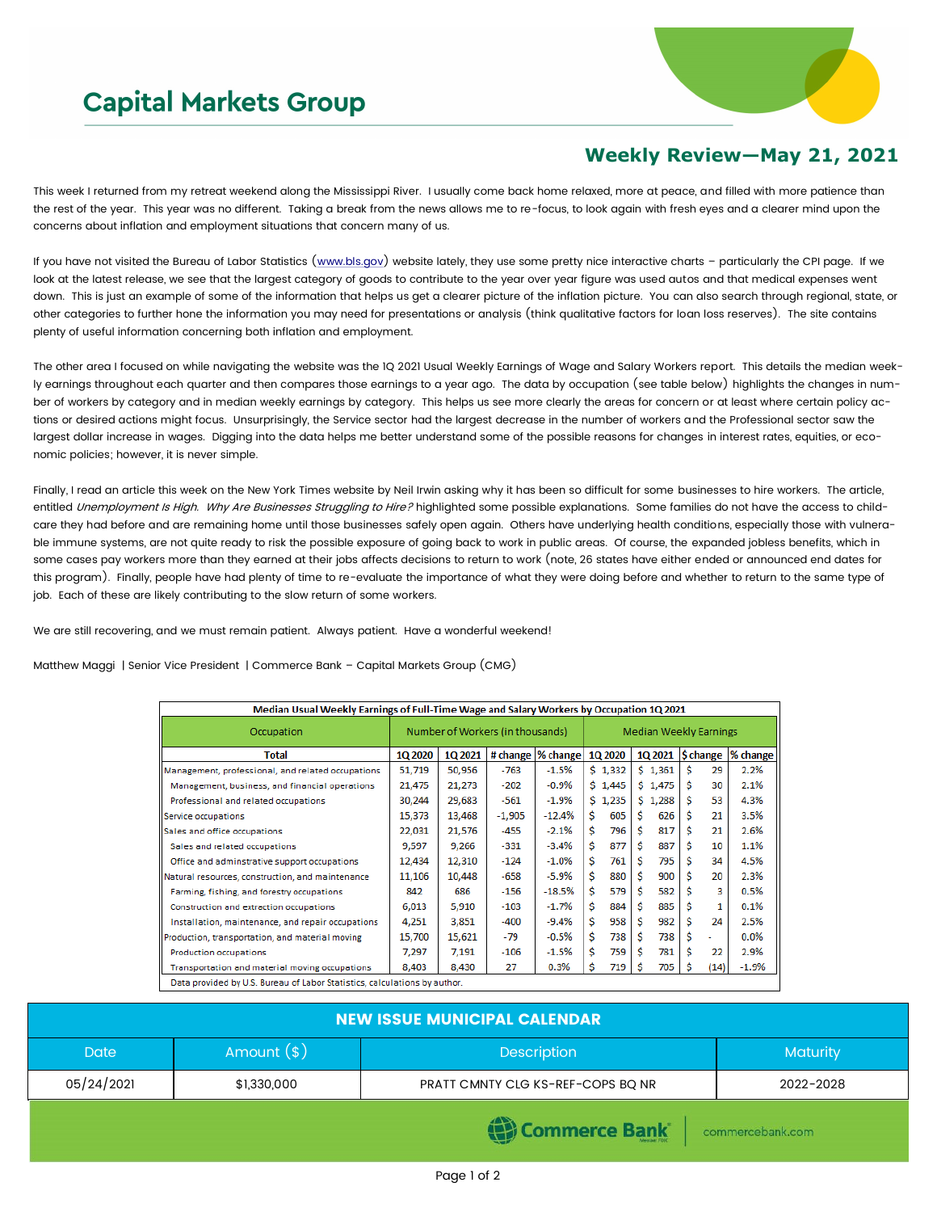# Capital Markets Group

## Weekly Review—May 21, 2021

This week I returned from my retreat weekend along the Mississippi River. I usually come back home relaxed, more at peace, and filled with more patience than the rest of the year. This year was no different. Taking a break from the news allows me to re-focus, to look again with fresh eyes and a clearer mind upon the concerns about inflation and employment situations that concern many of us.

If you have not visited the Bureau of Labor Statistics (www.bls.gov) website lately, they use some pretty nice interactive charts – particularly the CPI page. If we look at the latest release, we see that the largest category of goods to contribute to the year over year figure was used autos and that medical expenses went down. This is just an example of some of the information that helps us get a clearer picture of the inflation picture. You can also search through regional, state, or other categories to further hone the information you may need for presentations or analysis (think qualitative factors for loan loss reserves). The site contains plenty of useful information concerning both inflation and employment.

The other area I focused on while navigating the website was the 1Q 2021 Usual Weekly Earnings of Wage and Salary Workers report. This details the median weekly earnings throughout each quarter and then compares those earnings to a year ago. The data by occupation (see table below) highlights the changes in number of workers by category and in median weekly earnings by category. This helps us see more clearly the areas for concern or at least where certain policy actions or desired actions might focus. Unsurprisingly, the Service sector had the largest decrease in the number of workers and the Professional sector saw the largest dollar increase in wages. Digging into the data helps me better understand some of the possible reasons for changes in interest rates, equities, or economic policies; however, it is never simple.

Finally, I read an article this week on the New York Times website by Neil Irwin asking why it has been so difficult for some businesses to hire workers. The article, entitled *Unemployment Is High. Why Are Businesses Struggling to Hire?* highlighted some possible explanations. Some families do not have the access to childcare they had before and are remaining home until those businesses safely open again. Others have underlying health conditions, especially those with vulnerable immune systems, are not quite ready to risk the possible exposure of going back to work in public areas. Of course, the expanded jobless benefits, which in some cases pay workers more than they earned at their jobs affects decisions to return to work (note, 26 states have either ended or announced end dates for this program). Finally, people have had plenty of time to re-evaluate the importance of what they were doing before and whether to return to the same type of job. Each of these are likely contributing to the slow return of some workers.

We are still recovering, and we must remain patient. Always patient. Have a wonderful weekend!

Matthew Maggi | Senior Vice President | Commerce Bank – Capital Markets Group (CMG)

**Median Usual Weekly Earnings of Full-Time Wage and Salary Workers by Occupation 1Q 2021**

| Occupation | Number of Workers (in thousands) | | | | Median Weekly Earnings | | | |
|---|---|---|---|---|---|---|---|---|
| **Total** | **1Q 2020** | **1Q 2021** | **# change** | **% change** | **1Q 2020** | **1Q 2021** | **$ change** | **% change** |
| Management, professional, and related occupations | 51,719 | 50,956 | -763 | -1.5% | $ 1,332 | $ 1,361 | $ 29 | 2.2% |
| Management, business, and financial operations | 21,475 | 21,273 | -202 | -0.9% | $ 1,445 | $ 1,475 | $ 30 | 2.1% |
| Professional and related occupations | 30,244 | 29,683 | -561 | -1.9% | $ 1,235 | $ 1,288 | $ 53 | 4.3% |
| Service occupations | 15,373 | 13,468 | -1,905 | -12.4% | $ 605 | $ 626 | $ 21 | 3.5% |
| Sales and office occupations | 22,031 | 21,576 | -455 | -2.1% | $ 796 | $ 817 | $ 21 | 2.6% |
| Sales and related occupations | 9,597 | 9,266 | -331 | -3.4% | $ 877 | $ 887 | $ 10 | 1.1% |
| Office and adminstrative support occupations | 12,434 | 12,310 | -124 | -1.0% | $ 761 | $ 795 | $ 34 | 4.5% |
| Natural resources, construction, and maintenance | 11,106 | 10,448 | -658 | -5.9% | $ 880 | $ 900 | $ 20 | 2.3% |
| Farming, fishing, and forestry occupations | 842 | 686 | -156 | -18.5% | $ 579 | $ 582 | $ 3 | 0.5% |
| Construction and extraction occupations | 6,013 | 5,910 | -103 | -1.7% | $ 884 | $ 885 | $ 1 | 0.1% |
| Installation, maintenance, and repair occupations | 4,251 | 3,851 | -400 | -9.4% | $ 958 | $ 982 | $ 24 | 2.5% |
| Production, transportation, and material moving | 15,700 | 15,621 | -79 | -0.5% | $ 738 | $ 738 | $ - | 0.0% |
| Production occupations | 7,297 | 7,191 | -106 | -1.5% | $ 759 | $ 781 | $ 22 | 2.9% |
| Transportation and material moving occupations | 8,403 | 8,430 | 27 | 0.3% | $ 719 | $ 705 | $ (14) | -1.9% |

Data provided by U.S. Bureau of Labor Statistics, calculations by author.

**NEW ISSUE MUNICIPAL CALENDAR**

| Date | Amount ($) | Description | Maturity |
|---|---|---|---|
| 05/24/2021 | $1,330,000 | PRATT CMNTY CLG KS-REF-COPS BQ NR | 2022-2028 |

Commerce Bank | commercebank.com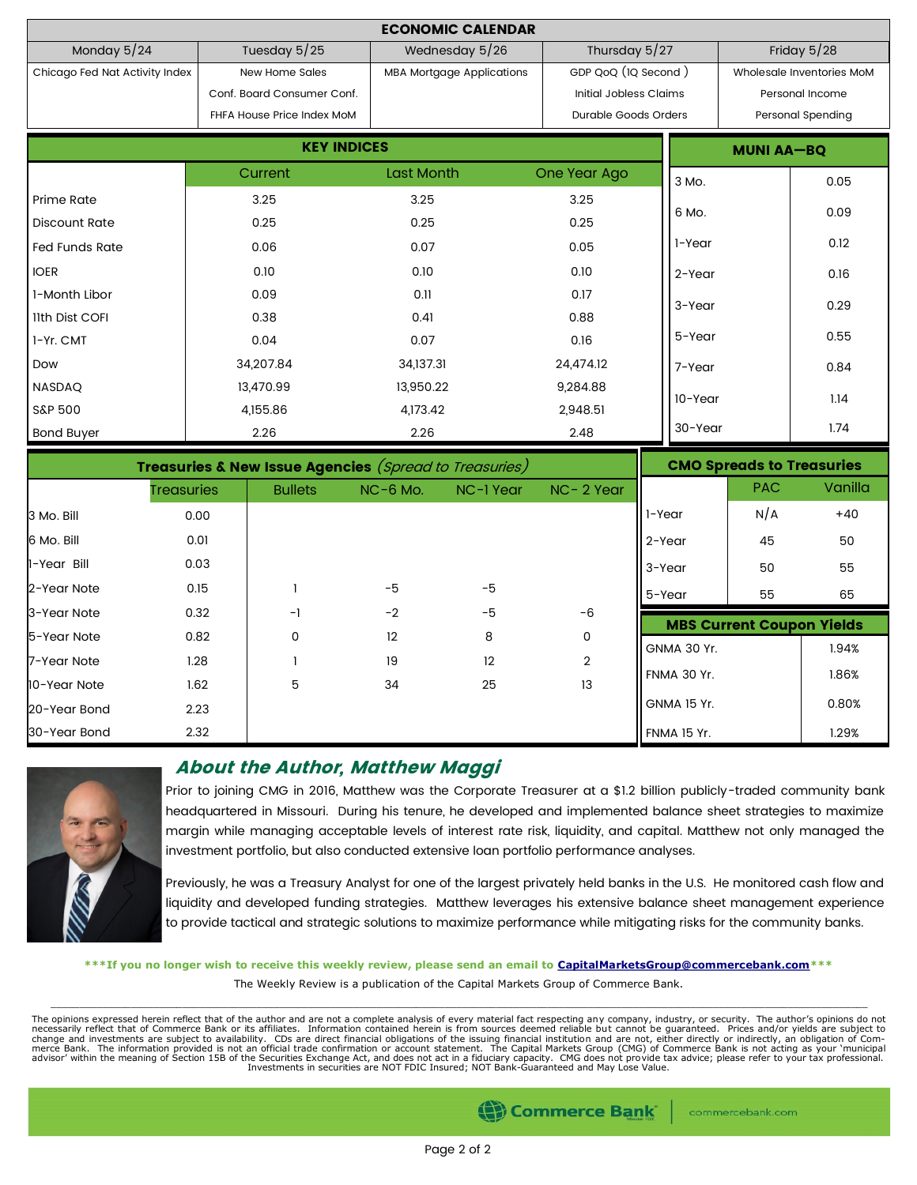## ECONOMIC CALENDAR

| Monday 5/24 | Tuesday 5/25 | Wednesday 5/26 | Thursday 5/27 | Friday 5/28 |
|---|---|---|---|---|
| Chicago Fed Nat Activity Index | New Home Sales | MBA Mortgage Applications | GDP QoQ (1Q Second ) | Wholesale Inventories MoM |
| | Conf. Board Consumer Conf. | | Initial Jobless Claims | Personal Income |
| | FHFA House Price Index MoM | | Durable Goods Orders | Personal Spending |

## KEY INDICES

| | Current | Last Month | One Year Ago |
|---|---|---|---|
| Prime Rate | 3.25 | 3.25 | 3.25 |
| Discount Rate | 0.25 | 0.25 | 0.25 |
| Fed Funds Rate | 0.06 | 0.07 | 0.05 |
| IOER | 0.10 | 0.10 | 0.10 |
| 1-Month Libor | 0.09 | 0.11 | 0.17 |
| 11th Dist COFI | 0.38 | 0.41 | 0.88 |
| 1-Yr. CMT | 0.04 | 0.07 | 0.16 |
| Dow | 34,207.84 | 34,137.31 | 24,474.12 |
| NASDAQ | 13,470.99 | 13,950.22 | 9,284.88 |
| S&P 500 | 4,155.86 | 4,173.42 | 2,948.51 |
| Bond Buyer | 2.26 | 2.26 | 2.48 |

## MUNI AA—BQ

| | |
|---|---|
| 3 Mo. | 0.05 |
| 6 Mo. | 0.09 |
| 1-Year | 0.12 |
| 2-Year | 0.16 |
| 3-Year | 0.29 |
| 5-Year | 0.55 |
| 7-Year | 0.84 |
| 10-Year | 1.14 |
| 30-Year | 1.74 |

## Treasuries & New Issue Agencies *(Spread to Treasuries)*

| | Treasuries | Bullets | NC-6 Mo. | NC-1 Year | NC- 2 Year |
|---|---|---|---|---|---|
| 3 Mo. Bill | 0.00 | | | | |
| 6 Mo. Bill | 0.01 | | | | |
| 1-Year Bill | 0.03 | | | | |
| 2-Year Note | 0.15 | 1 | -5 | -5 | |
| 3-Year Note | 0.32 | -1 | -2 | -5 | -6 |
| 5-Year Note | 0.82 | 0 | 12 | 8 | 0 |
| 7-Year Note | 1.28 | 1 | 19 | 12 | 2 |
| 10-Year Note | 1.62 | 5 | 34 | 25 | 13 |
| 20-Year Bond | 2.23 | | | | |
| 30-Year Bond | 2.32 | | | | |

## CMO Spreads to Treasuries

| | PAC | Vanilla |
|---|---|---|
| 1-Year | N/A | +40 |
| 2-Year | 45 | 50 |
| 3-Year | 50 | 55 |
| 5-Year | 55 | 65 |

## MBS Current Coupon Yields

| | |
|---|---|
| GNMA 30 Yr. | 1.94% |
| FNMA 30 Yr. | 1.86% |
| GNMA 15 Yr. | 0.80% |
| FNMA 15 Yr. | 1.29% |

## *About the Author, Matthew Maggi*

Prior to joining CMG in 2016, Matthew was the Corporate Treasurer at a $1.2 billion publicly-traded community bank headquartered in Missouri. During his tenure, he developed and implemented balance sheet strategies to maximize margin while managing acceptable levels of interest rate risk, liquidity, and capital. Matthew not only managed the investment portfolio, but also conducted extensive loan portfolio performance analyses.

Previously, he was a Treasury Analyst for one of the largest privately held banks in the U.S. He monitored cash flow and liquidity and developed funding strategies. Matthew leverages his extensive balance sheet management experience to provide tactical and strategic solutions to maximize performance while mitigating risks for the community banks.

**\*\*\*If you no longer wish to receive this weekly review, please send an email to CapitalMarketsGroup@commercebank.com\*\*\***

The Weekly Review is a publication of the Capital Markets Group of Commerce Bank.

The opinions expressed herein reflect that of the author and are not a complete analysis of every material fact respecting any company, industry, or security. The author's opinions do not necessarily reflect that of Commerce Bank or its affiliates. Information contained herein is from sources deemed reliable but cannot be guaranteed. Prices and/or yields are subject to change and investments are subject to availability. CDs are direct financial obligations of the issuing financial institution and are not, either directly or indirectly, an obligation of Commerce Bank. The information provided is not an official trade confirmation or account statement. The Capital Markets Group (CMG) of Commerce Bank is not acting as your 'municipal advisor' within the meaning of Section 15B of the Securities Exchange Act, and does not act in a fiduciary capacity. CMG does not provide tax advice; please refer to your tax professional. Investments in securities are NOT FDIC Insured; NOT Bank-Guaranteed and May Lose Value.

Commerce Bank | commercebank.com